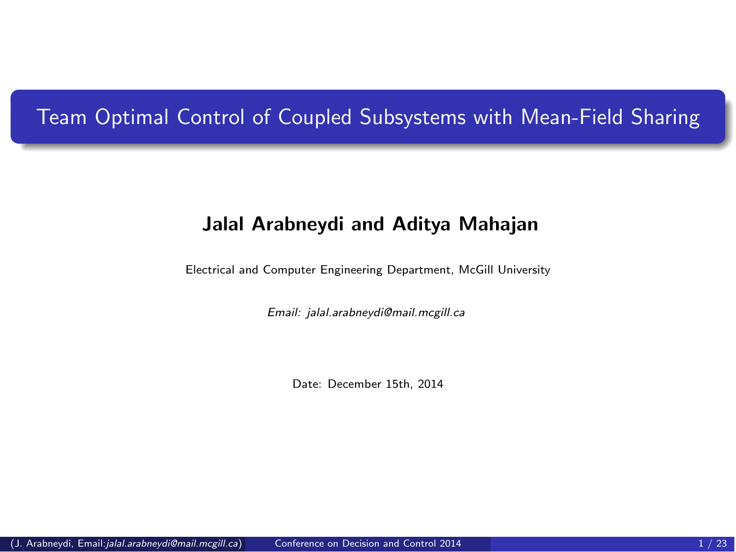# Team Optimal Control of Coupled Subsystems with Mean-Field Sharing

**Jalal Arabneydi and Aditya Mahajan**

Electrical and Computer Engineering Department, McGill University

*Email: jalal.arabneydi@mail.mcgill.ca*

Date: December 15th, 2014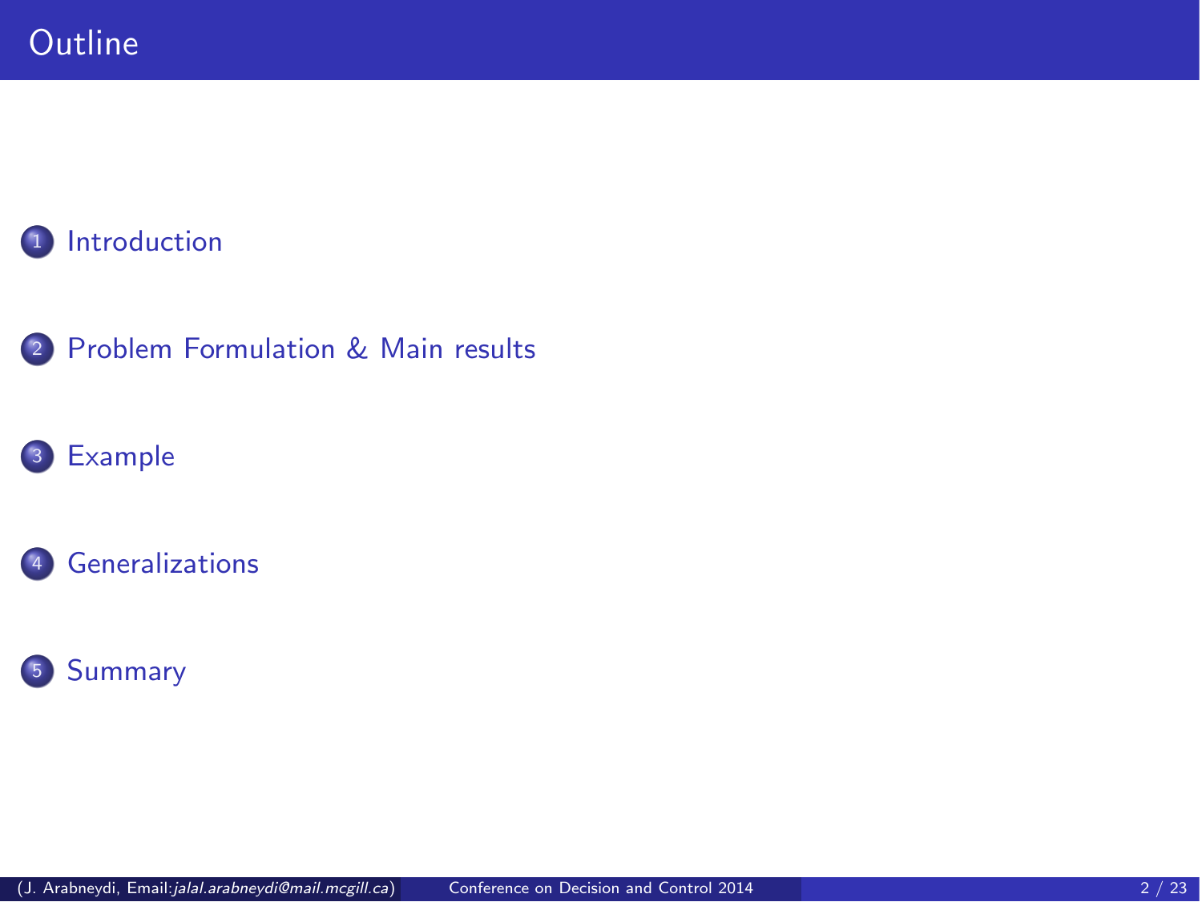# Outline

1. Introduction
2. Problem Formulation & Main results
3. Example
4. Generalizations
5. Summary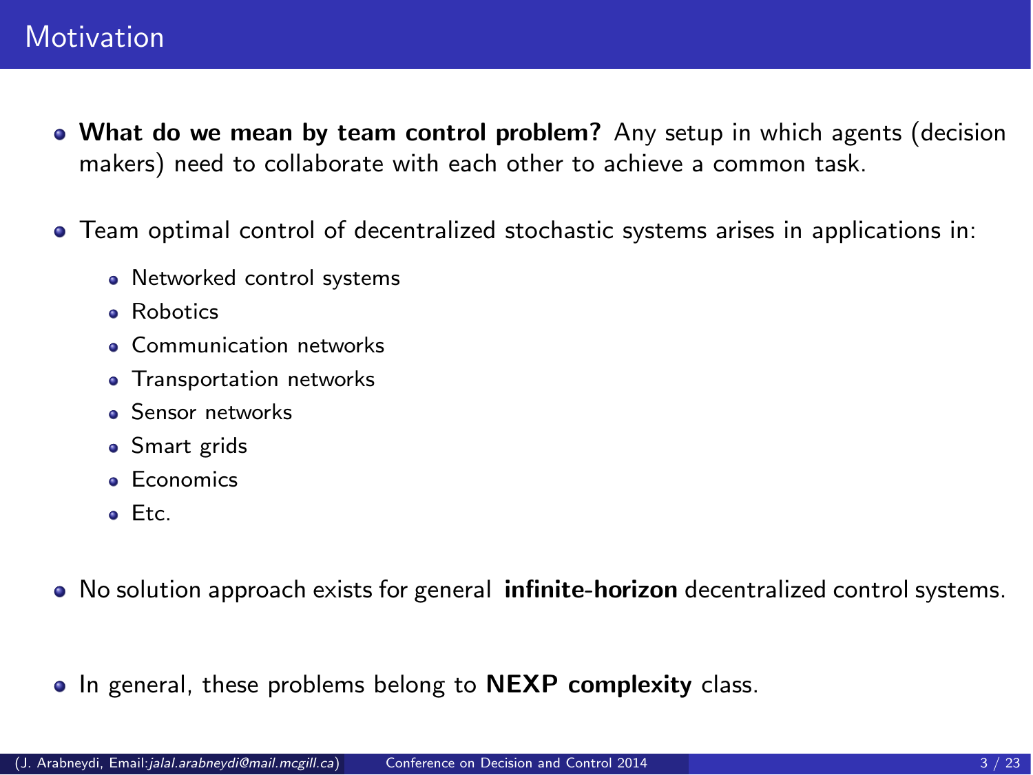## Motivation

- **What do we mean by team control problem?** Any setup in which agents (decision makers) need to collaborate with each other to achieve a common task.
- Team optimal control of decentralized stochastic systems arises in applications in:
  - Networked control systems
  - Robotics
  - Communication networks
  - Transportation networks
  - Sensor networks
  - Smart grids
  - Economics
  - Etc.
- No solution approach exists for general **infinite-horizon** decentralized control systems.
- In general, these problems belong to **NEXP complexity** class.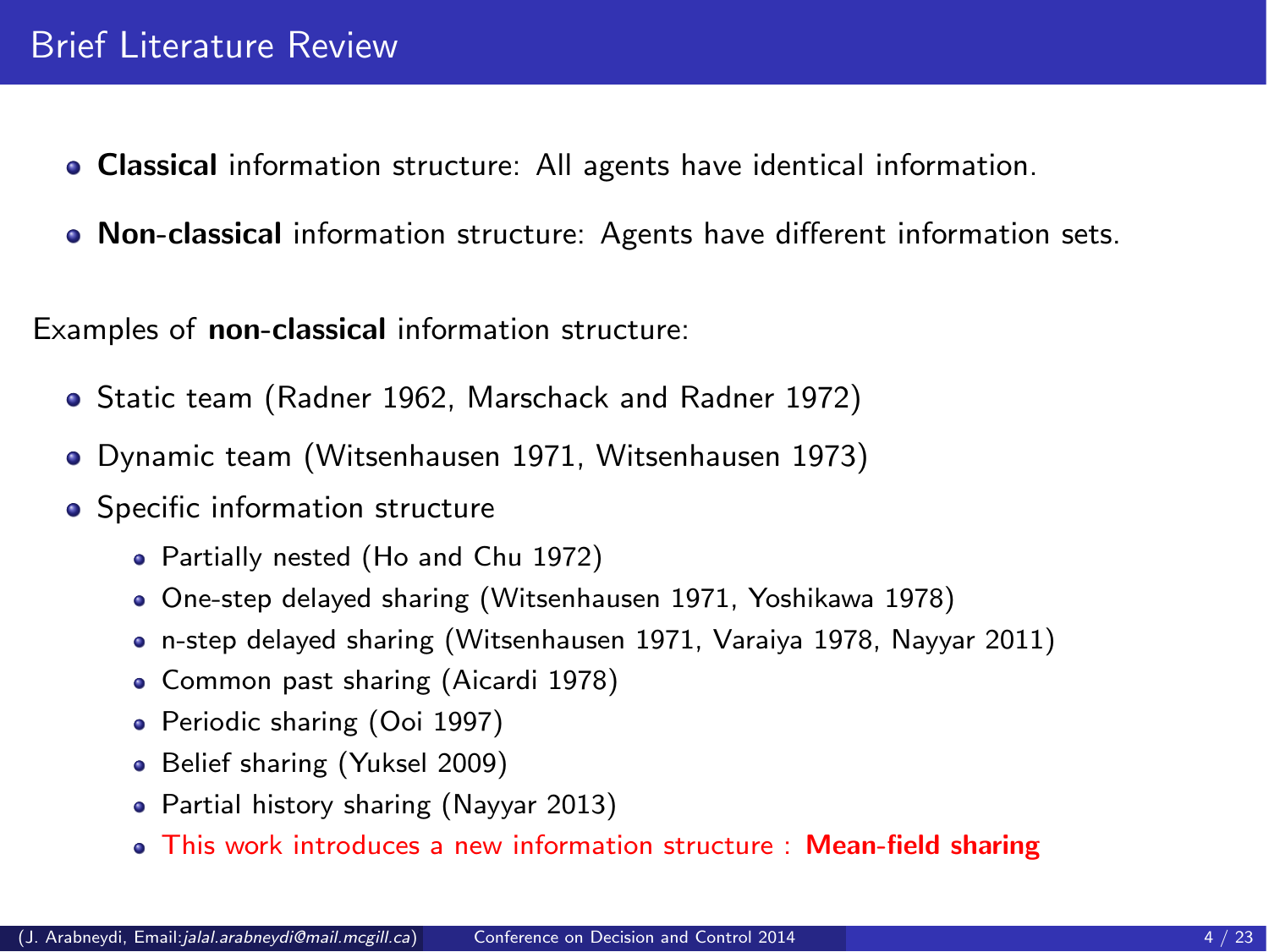# Brief Literature Review

- **Classical** information structure: All agents have identical information.
- **Non-classical** information structure: Agents have different information sets.

Examples of **non-classical** information structure:

- Static team (Radner 1962, Marschack and Radner 1972)
- Dynamic team (Witsenhausen 1971, Witsenhausen 1973)
- Specific information structure
  - Partially nested (Ho and Chu 1972)
  - One-step delayed sharing (Witsenhausen 1971, Yoshikawa 1978)
  - n-step delayed sharing (Witsenhausen 1971, Varaiya 1978, Nayyar 2011)
  - Common past sharing (Aicardi 1978)
  - Periodic sharing (Ooi 1997)
  - Belief sharing (Yuksel 2009)
  - Partial history sharing (Nayyar 2013)
  - This work introduces a new information structure : **Mean-field sharing**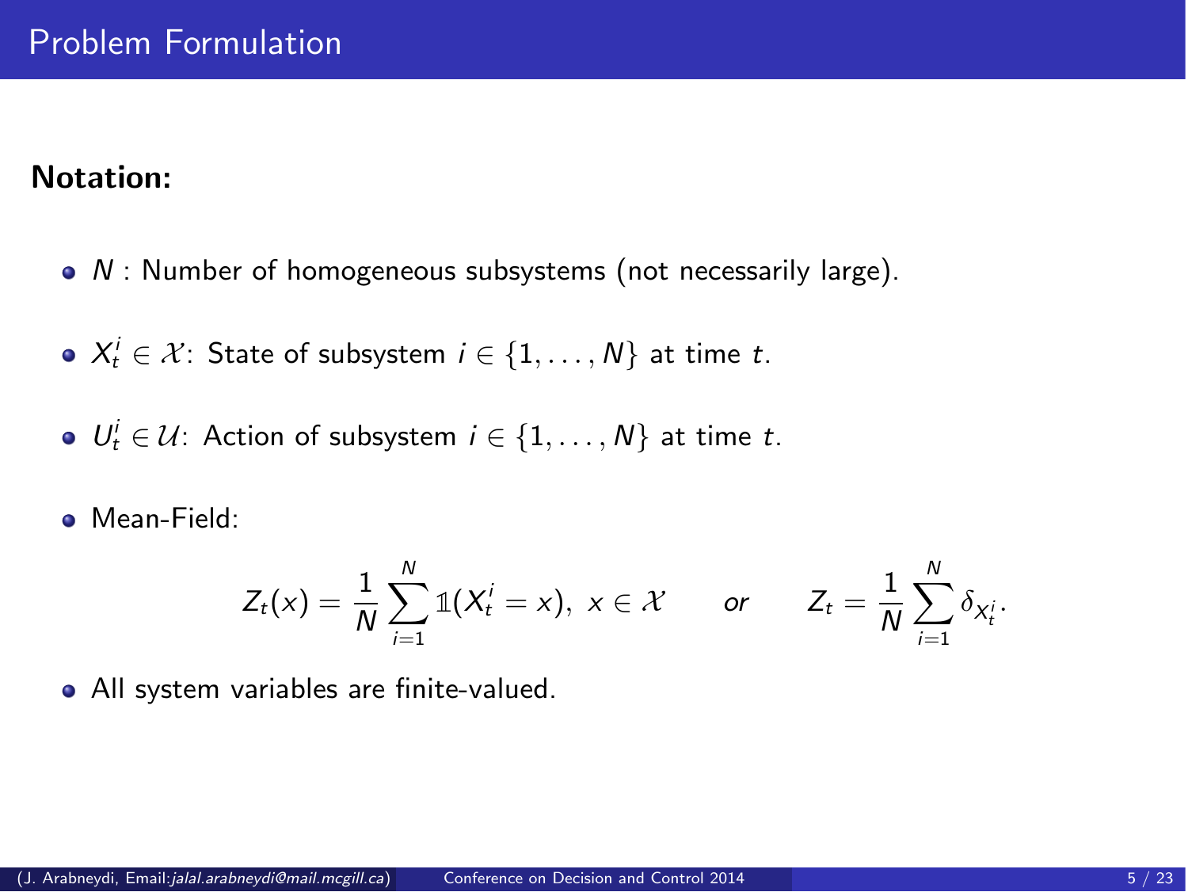# Problem Formulation

**Notation:**

- $N$ : Number of homogeneous subsystems (not necessarily large).
- $X_t^i \in \mathcal{X}$: State of subsystem $i \in \{1, \dots, N\}$ at time $t$.
- $U_t^i \in \mathcal{U}$: Action of subsystem $i \in \{1, \dots, N\}$ at time $t$.
- Mean-Field:

$$Z_t(x) = \frac{1}{N} \sum_{i=1}^{N} \mathbb{1}(X_t^i = x), \; x \in \mathcal{X} \qquad \textit{or} \qquad Z_t = \frac{1}{N} \sum_{i=1}^{N} \delta_{X_t^i}.$$

- All system variables are finite-valued.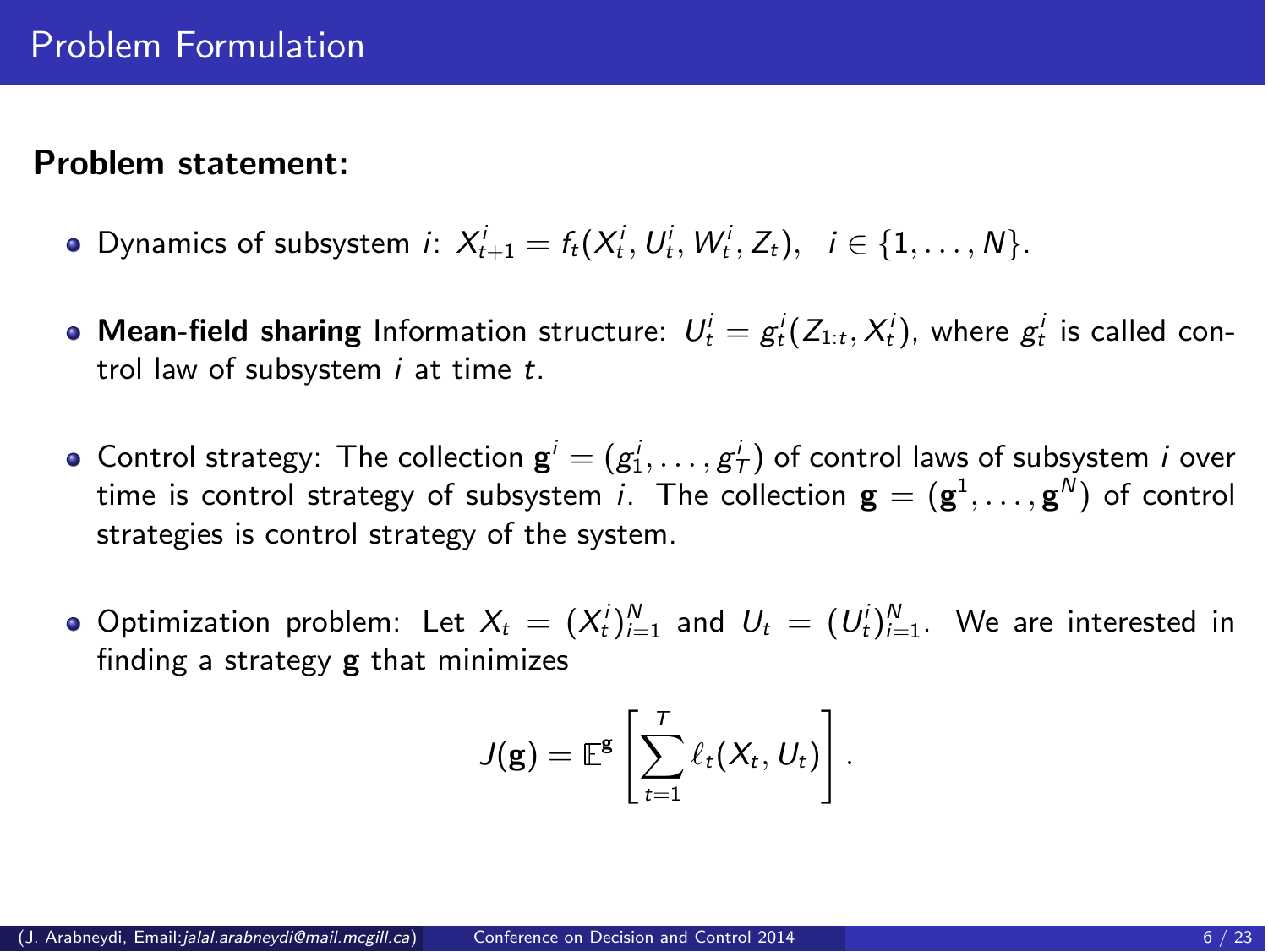# Problem Formulation

**Problem statement:**

- Dynamics of subsystem $i$: $X^i_{t+1} = f_t(X^i_t, U^i_t, W^i_t, Z_t), \quad i \in \{1, \dots, N\}$.
- **Mean-field sharing** Information structure: $U^i_t = g^i_t(Z_{1:t}, X^i_t)$, where $g^i_t$ is called control law of subsystem $i$ at time $t$.
- Control strategy: The collection $\mathbf{g}^i = (g^i_1, \dots, g^i_T)$ of control laws of subsystem $i$ over time is control strategy of subsystem $i$. The collection $\mathbf{g} = (\mathbf{g}^1, \dots, \mathbf{g}^N)$ of control strategies is control strategy of the system.
- Optimization problem: Let $X_t = (X^i_t)_{i=1}^N$ and $U_t = (U^i_t)_{i=1}^N$. We are interested in finding a strategy $\mathbf{g}$ that minimizes

$$J(\mathbf{g}) = \mathbb{E}^{\mathbf{g}} \left[ \sum_{t=1}^{T} \ell_t(X_t, U_t) \right].$$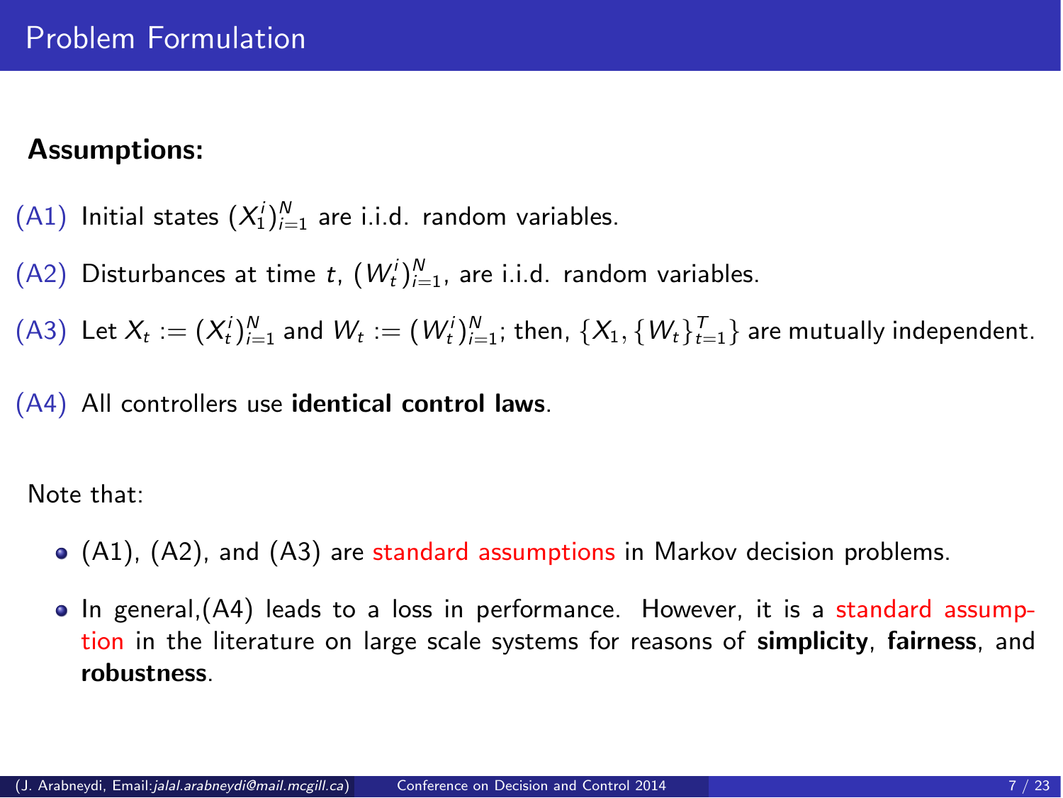# Problem Formulation

**Assumptions:**

(A1) Initial states $(X_1^i)_{i=1}^N$ are i.i.d. random variables.

(A2) Disturbances at time $t$, $(W_t^i)_{i=1}^N$, are i.i.d. random variables.

(A3) Let $X_t := (X_t^i)_{i=1}^N$ and $W_t := (W_t^i)_{i=1}^N$; then, $\{X_1, \{W_t\}_{t=1}^T\}$ are mutually independent.

(A4) All controllers use **identical control laws**.

Note that:

- (A1), (A2), and (A3) are standard assumptions in Markov decision problems.
- In general,(A4) leads to a loss in performance. However, it is a standard assumption in the literature on large scale systems for reasons of **simplicity**, **fairness**, and **robustness**.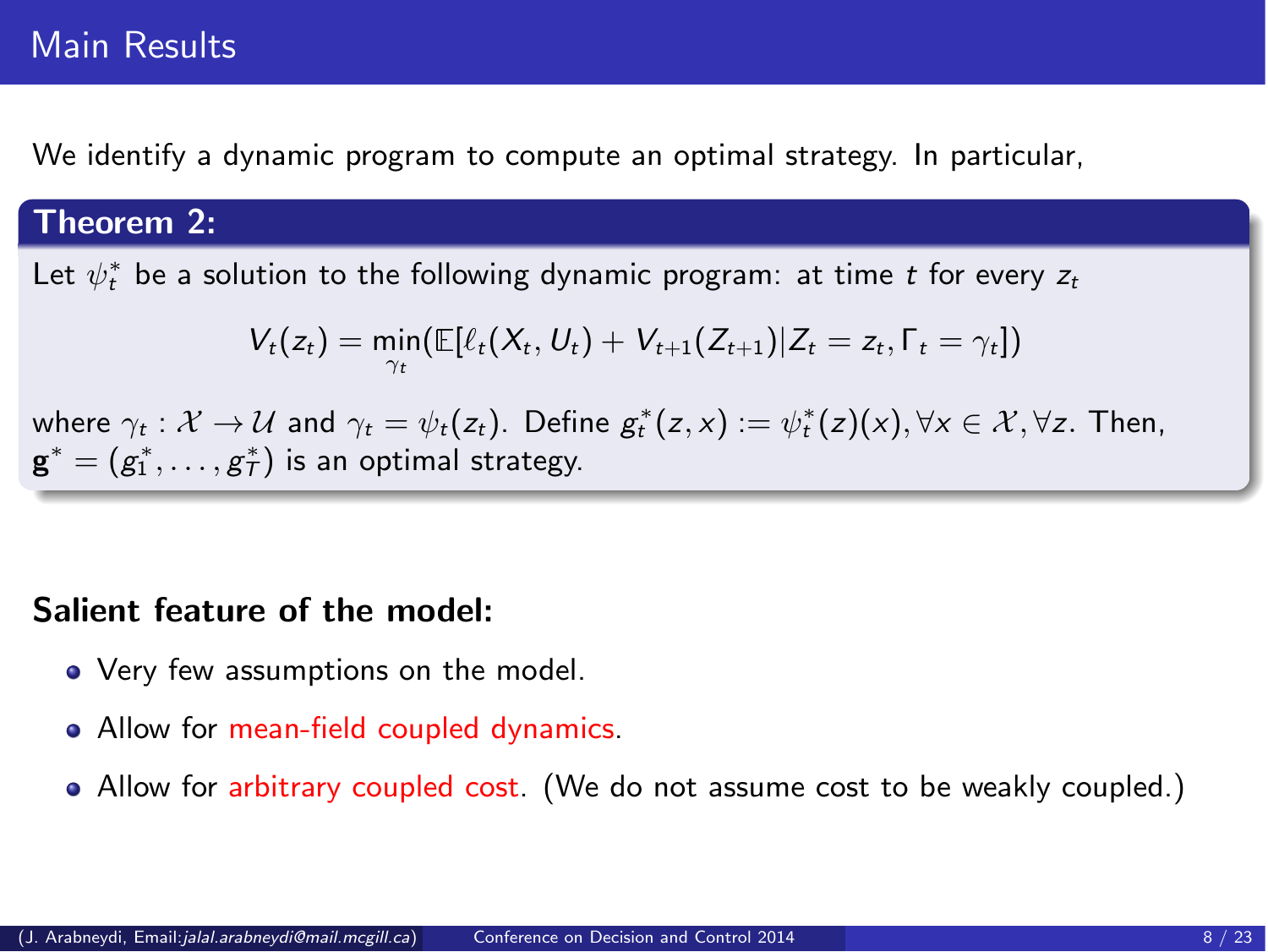## Main Results

We identify a dynamic program to compute an optimal strategy. In particular,

**Theorem 2:**

Let $\psi_t^*$ be a solution to the following dynamic program: at time $t$ for every $z_t$

$$V_t(z_t) = \min_{\gamma_t}(\mathbb{E}[\ell_t(X_t, U_t) + V_{t+1}(Z_{t+1}) | Z_t = z_t, \Gamma_t = \gamma_t])$$

where $\gamma_t : \mathcal{X} \to \mathcal{U}$ and $\gamma_t = \psi_t(z_t)$. Define $g_t^*(z, x) := \psi_t^*(z)(x), \forall x \in \mathcal{X}, \forall z$. Then, $\mathbf{g}^* = (g_1^*, \ldots, g_T^*)$ is an optimal strategy.

**Salient feature of the model:**

- Very few assumptions on the model.
- Allow for mean-field coupled dynamics.
- Allow for arbitrary coupled cost. (We do not assume cost to be weakly coupled.)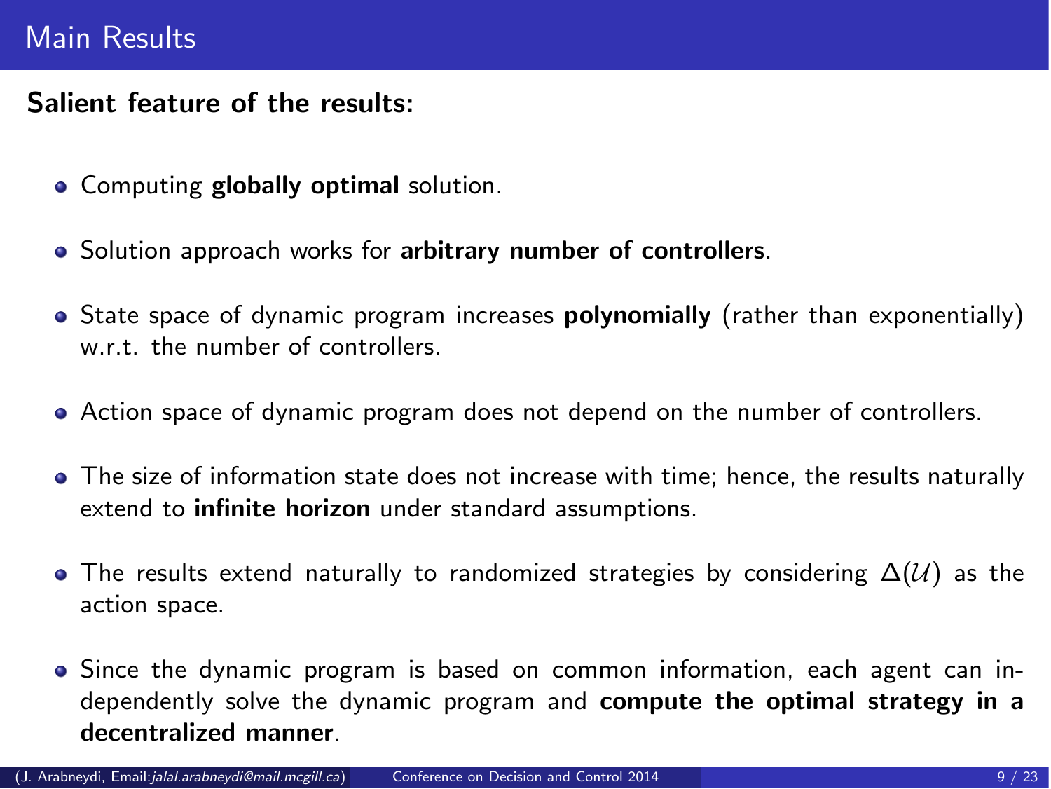# Main Results

**Salient feature of the results:**

- Computing **globally optimal** solution.
- Solution approach works for **arbitrary number of controllers**.
- State space of dynamic program increases **polynomially** (rather than exponentially) w.r.t. the number of controllers.
- Action space of dynamic program does not depend on the number of controllers.
- The size of information state does not increase with time; hence, the results naturally extend to **infinite horizon** under standard assumptions.
- The results extend naturally to randomized strategies by considering $\Delta(\mathcal{U})$ as the action space.
- Since the dynamic program is based on common information, each agent can independently solve the dynamic program and **compute the optimal strategy in a decentralized manner**.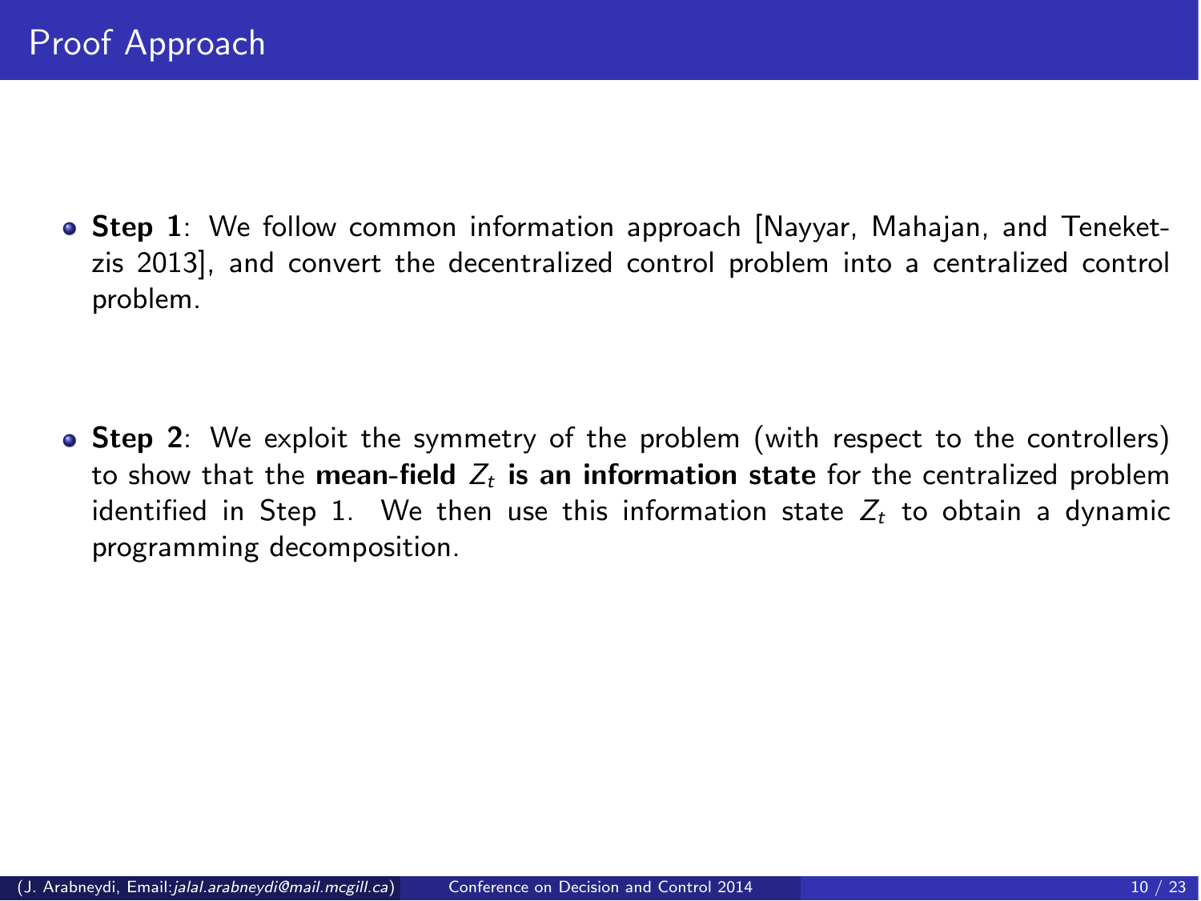# Proof Approach

- **Step 1**: We follow common information approach [Nayyar, Mahajan, and Teneketzis 2013], and convert the decentralized control problem into a centralized control problem.

- **Step 2**: We exploit the symmetry of the problem (with respect to the controllers) to show that the **mean-field $Z_t$ is an information state** for the centralized problem identified in Step 1. We then use this information state $Z_t$ to obtain a dynamic programming decomposition.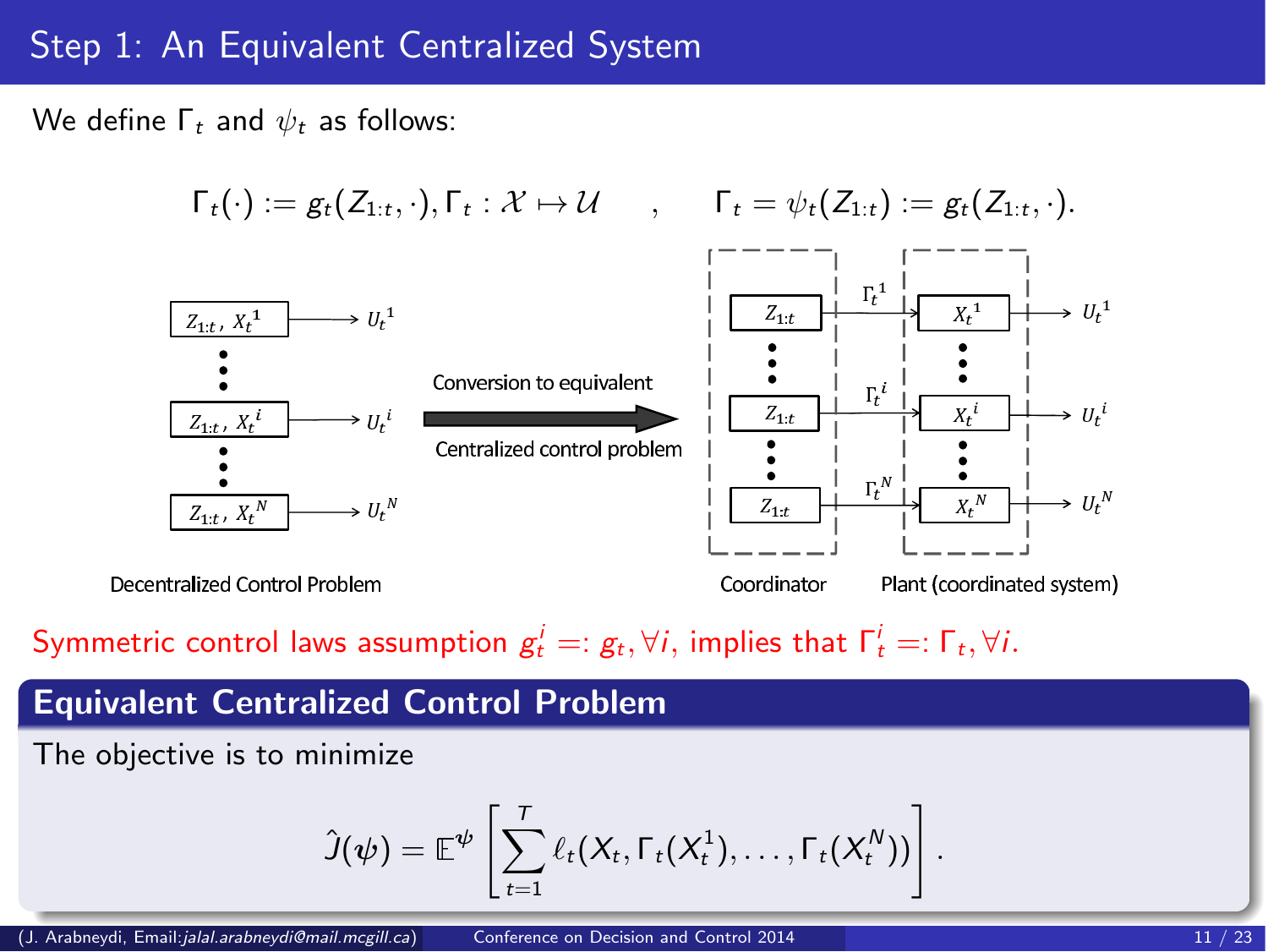# Step 1: An Equivalent Centralized System

We define $\Gamma_t$ and $\psi_t$ as follows:

$$\Gamma_t(\cdot) := g_t(Z_{1:t}, \cdot), \Gamma_t : \mathcal{X} \mapsto \mathcal{U} \quad , \quad \Gamma_t = \psi_t(Z_{1:t}) := g_t(Z_{1:t}, \cdot).$$

Decentralized Control Problem

Conversion to equivalent Centralized control problem

Coordinator

Plant (coordinated system)

Symmetric control laws assumption $g_t^i =: g_t, \forall i$, implies that $\Gamma_t^i =: \Gamma_t, \forall i$.

## Equivalent Centralized Control Problem

The objective is to minimize

$$\hat{J}(\psi) = \mathbb{E}^{\psi}\left[\sum_{t=1}^{T} \ell_t(X_t, \Gamma_t(X_t^1), \ldots, \Gamma_t(X_t^N))\right].$$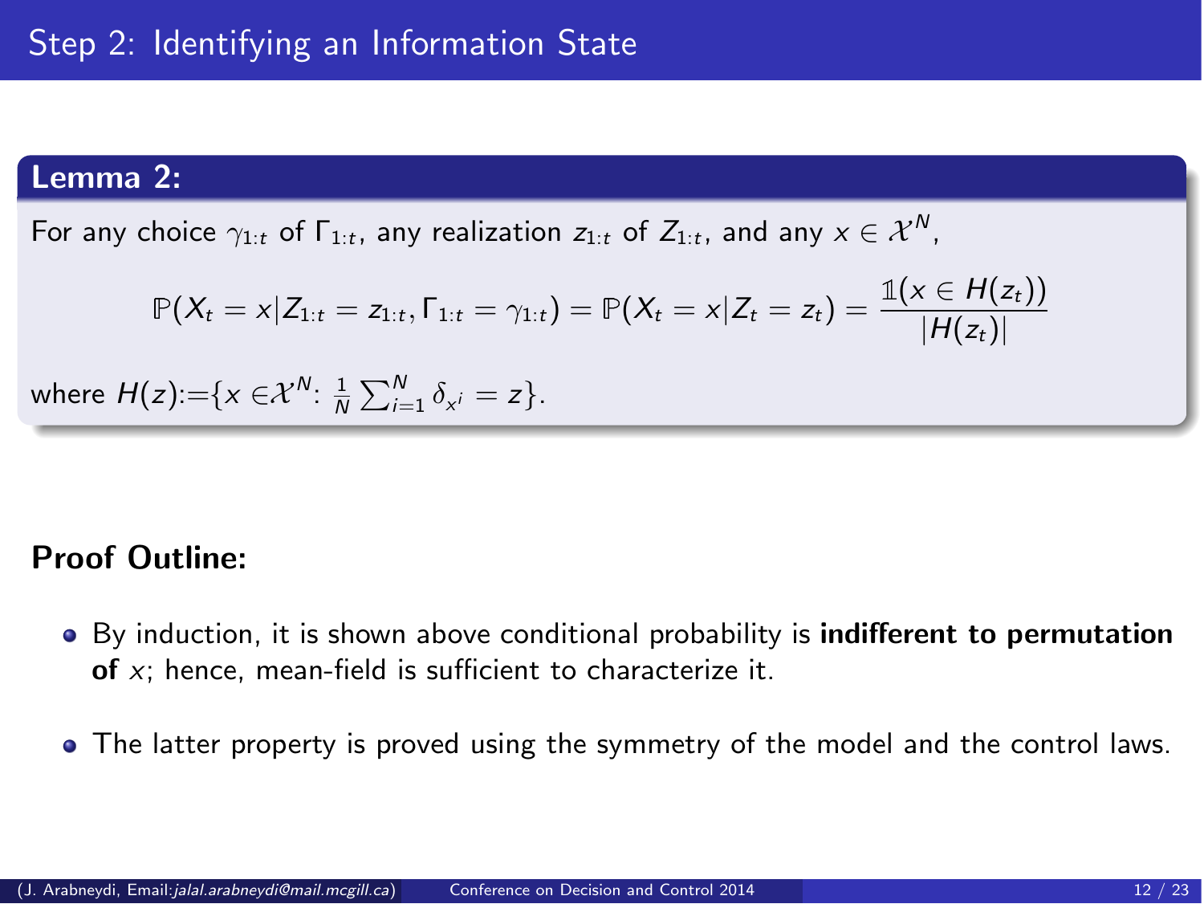# Step 2: Identifying an Information State

**Lemma 2:**

For any choice $\gamma_{1:t}$ of $\Gamma_{1:t}$, any realization $z_{1:t}$ of $Z_{1:t}$, and any $x \in \mathcal{X}^N$,

$$\mathbb{P}(X_t = x | Z_{1:t} = z_{1:t}, \Gamma_{1:t} = \gamma_{1:t}) = \mathbb{P}(X_t = x | Z_t = z_t) = \frac{\mathbb{1}(x \in H(z_t))}{|H(z_t)|}$$

where $H(z) := \{x \in \mathcal{X}^N \colon \frac{1}{N}\sum_{i=1}^{N} \delta_{x^i} = z\}$.

**Proof Outline:**

- By induction, it is shown above conditional probability is **indifferent to permutation of** $x$; hence, mean-field is sufficient to characterize it.
- The latter property is proved using the symmetry of the model and the control laws.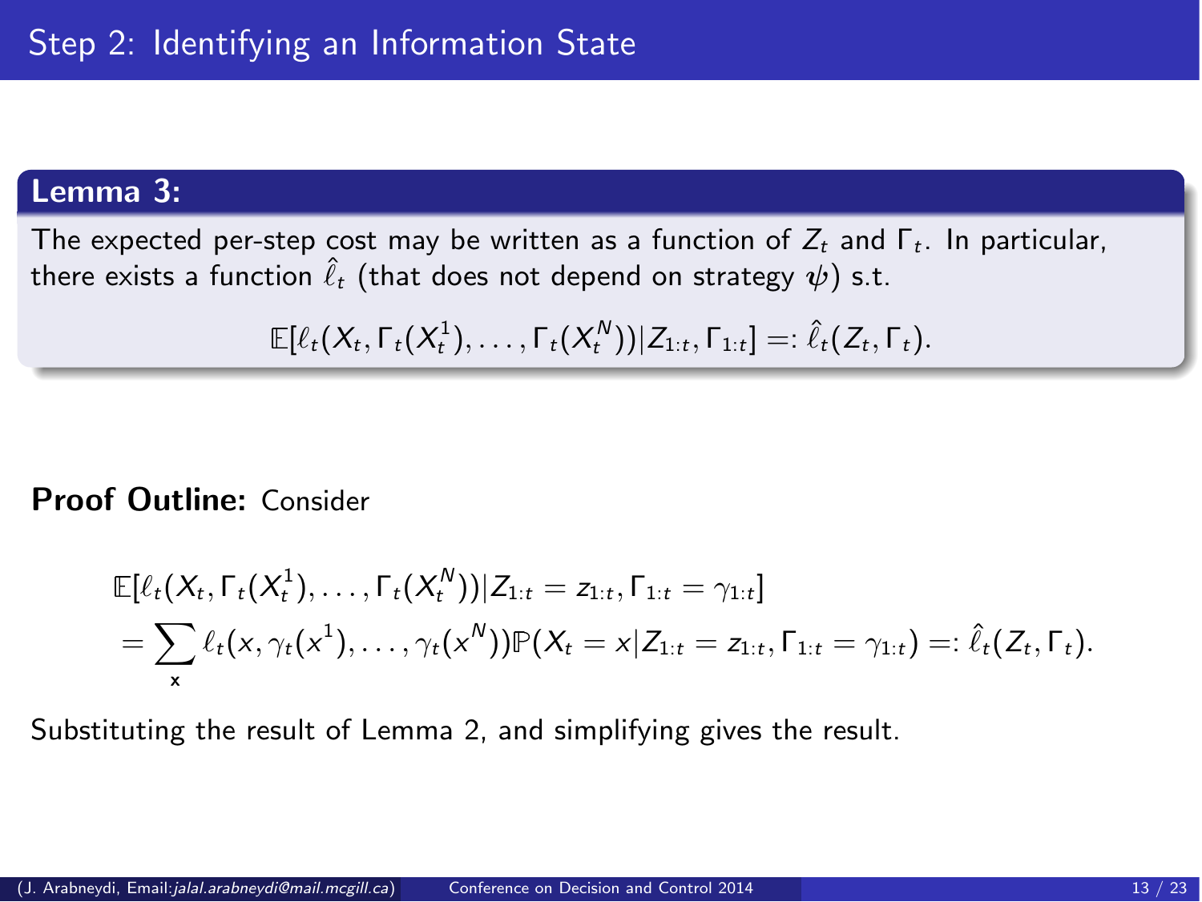# Step 2: Identifying an Information State

**Lemma 3:**

The expected per-step cost may be written as a function of $Z_t$ and $\Gamma_t$. In particular, there exists a function $\hat{\ell}_t$ (that does not depend on strategy $\boldsymbol{\psi}$) s.t.

$$\mathbb{E}[\ell_t(X_t, \Gamma_t(X_t^1), \dots, \Gamma_t(X_t^N)) | Z_{1:t}, \Gamma_{1:t}] =: \hat{\ell}_t(Z_t, \Gamma_t).$$

**Proof Outline:** Consider

$$\begin{aligned}
&\mathbb{E}[\ell_t(X_t, \Gamma_t(X_t^1), \dots, \Gamma_t(X_t^N)) | Z_{1:t} = z_{1:t}, \Gamma_{1:t} = \gamma_{1:t}] \\
&= \sum_{\mathbf{x}} \ell_t(x, \gamma_t(x^1), \dots, \gamma_t(x^N)) \mathbb{P}(X_t = x | Z_{1:t} = z_{1:t}, \Gamma_{1:t} = \gamma_{1:t}) =: \hat{\ell}_t(Z_t, \Gamma_t).
\end{aligned}$$

Substituting the result of Lemma 2, and simplifying gives the result.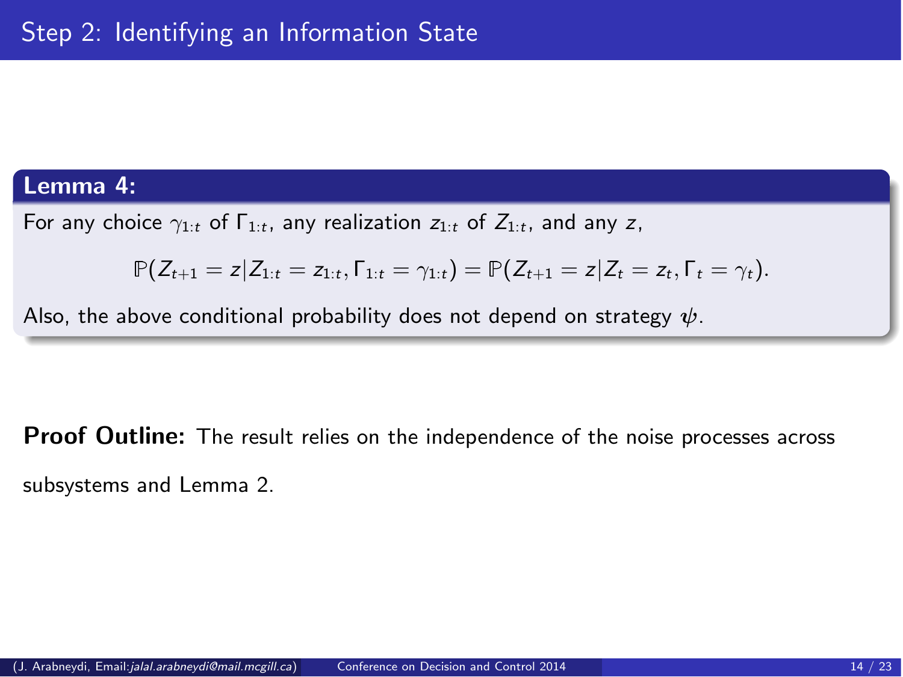# Step 2: Identifying an Information State

**Lemma 4:**

For any choice $\gamma_{1:t}$ of $\Gamma_{1:t}$, any realization $z_{1:t}$ of $Z_{1:t}$, and any $z$,

$$\mathbb{P}(Z_{t+1} = z | Z_{1:t} = z_{1:t}, \Gamma_{1:t} = \gamma_{1:t}) = \mathbb{P}(Z_{t+1} = z | Z_t = z_t, \Gamma_t = \gamma_t).$$

Also, the above conditional probability does not depend on strategy $\boldsymbol{\psi}$.

**Proof Outline:** The result relies on the independence of the noise processes across subsystems and Lemma 2.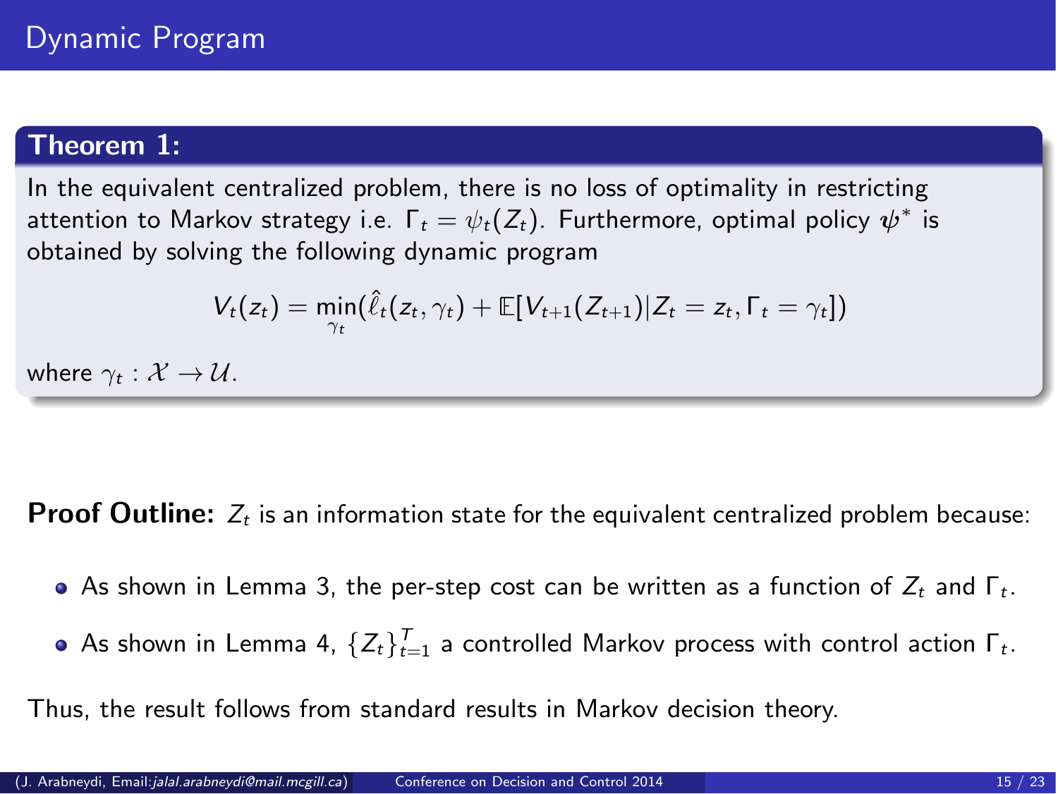# Dynamic Program

**Theorem 1:**

In the equivalent centralized problem, there is no loss of optimality in restricting attention to Markov strategy i.e. $\Gamma_t = \psi_t(Z_t)$. Furthermore, optimal policy $\boldsymbol{\psi}^*$ is obtained by solving the following dynamic program

$$V_t(z_t) = \min_{\gamma_t}(\hat{\ell}_t(z_t, \gamma_t) + \mathbb{E}[V_{t+1}(Z_{t+1}) | Z_t = z_t, \Gamma_t = \gamma_t])$$

where $\gamma_t : \mathcal{X} \to \mathcal{U}$.

**Proof Outline:** $Z_t$ is an information state for the equivalent centralized problem because:

- As shown in Lemma 3, the per-step cost can be written as a function of $Z_t$ and $\Gamma_t$.
- As shown in Lemma 4, $\{Z_t\}_{t=1}^{T}$ a controlled Markov process with control action $\Gamma_t$.

Thus, the result follows from standard results in Markov decision theory.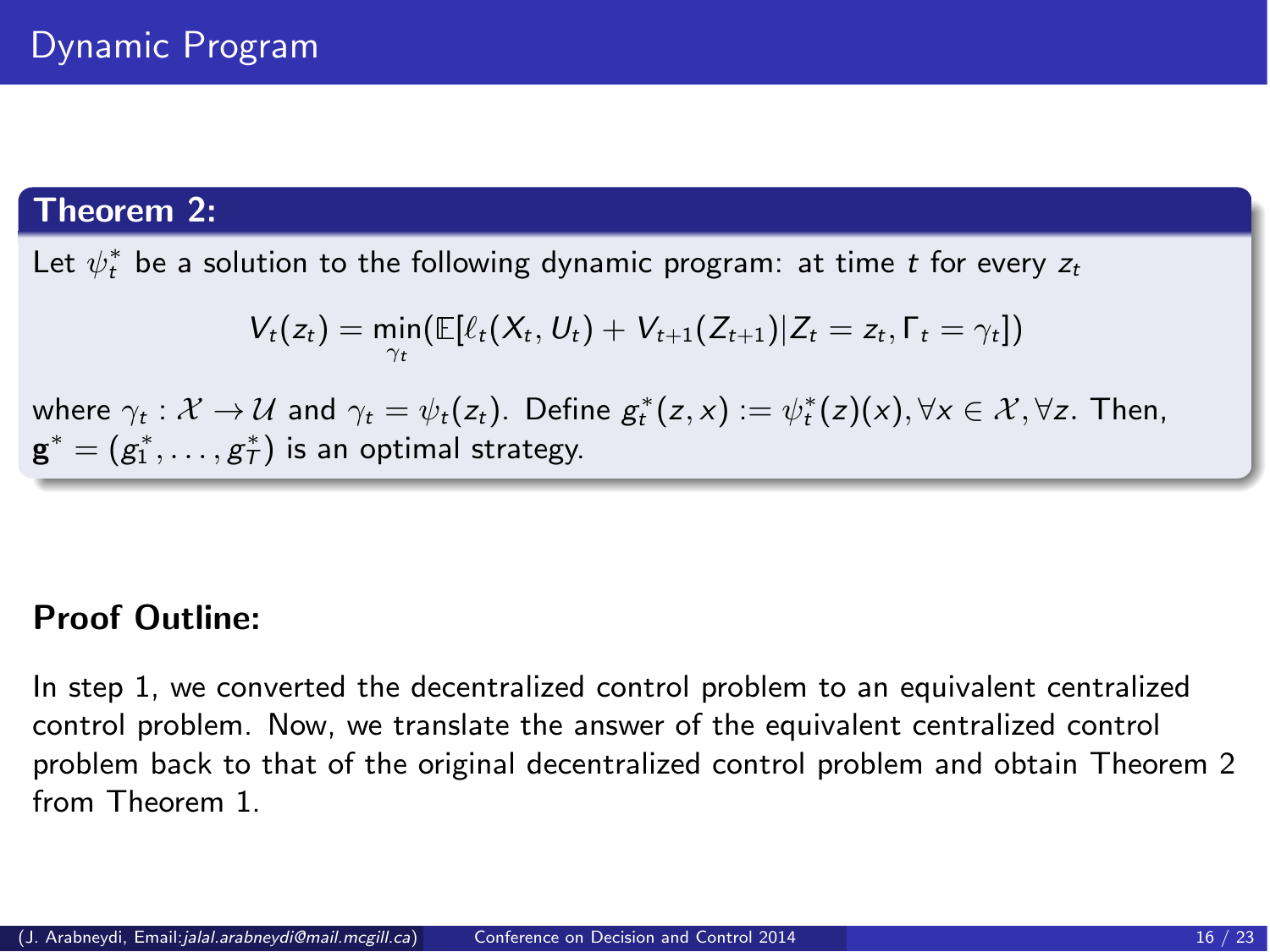# Dynamic Program

**Theorem 2:**

Let $\psi_t^*$ be a solution to the following dynamic program: at time $t$ for every $z_t$

$$V_t(z_t) = \min_{\gamma_t}(\mathbb{E}[\ell_t(X_t, U_t) + V_{t+1}(Z_{t+1})|Z_t = z_t, \Gamma_t = \gamma_t])$$

where $\gamma_t : \mathcal{X} \to \mathcal{U}$ and $\gamma_t = \psi_t(z_t)$. Define $g_t^*(z, x) := \psi_t^*(z)(x), \forall x \in \mathcal{X}, \forall z$. Then, $\mathbf{g}^* = (g_1^*, \ldots, g_T^*)$ is an optimal strategy.

**Proof Outline:**

In step 1, we converted the decentralized control problem to an equivalent centralized control problem. Now, we translate the answer of the equivalent centralized control problem back to that of the original decentralized control problem and obtain Theorem 2 from Theorem 1.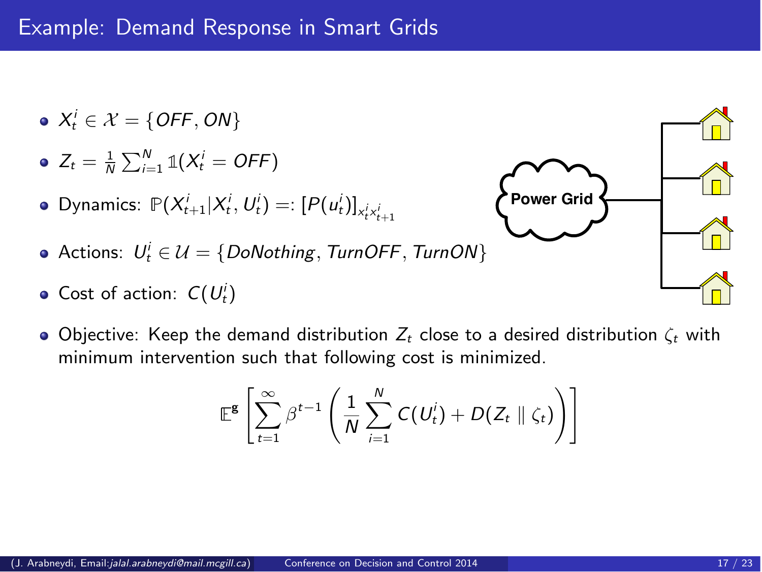# Example: Demand Response in Smart Grids

- $X_t^i \in \mathcal{X} = \{OFF, ON\}$
- $Z_t = \frac{1}{N} \sum_{i=1}^{N} \mathbb{1}(X_t^i = OFF)$
- Dynamics: $\mathbb{P}(X_{t+1}^i | X_t^i, U_t^i) =: [P(u_t^i)]_{x_t^i x_{t+1}^i}$
- Actions: $U_t^i \in \mathcal{U} = \{DoNothing, TurnOFF, TurnON\}$
- Cost of action: $C(U_t^i)$
- Objective: Keep the demand distribution $Z_t$ close to a desired distribution $\zeta_t$ with minimum intervention such that following cost is minimized.

$$\mathbb{E}^{\mathbf{g}} \left[ \sum_{t=1}^{\infty} \beta^{t-1} \left( \frac{1}{N} \sum_{i=1}^{N} C(U_t^i) + D(Z_t \parallel \zeta_t) \right) \right]$$

Power Grid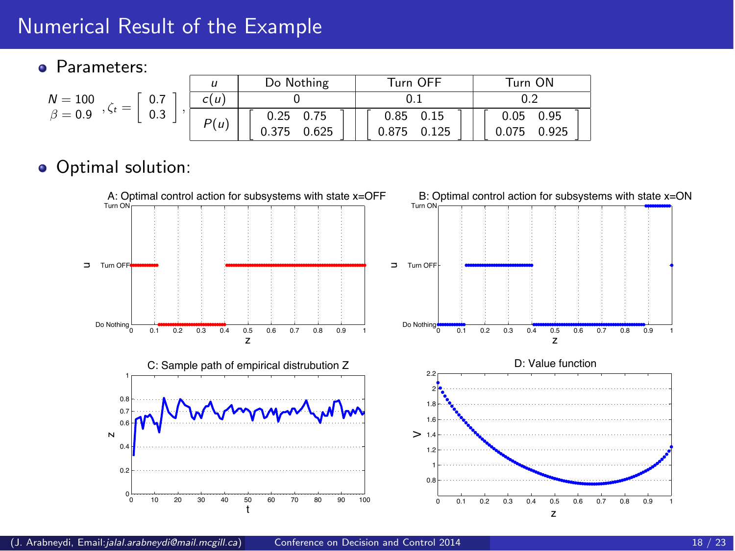# Numerical Result of the Example

- Parameters:

$N = 100$, $\beta = 0.9$, $\zeta_t = \begin{bmatrix} 0.7 \\ 0.3 \end{bmatrix}$,

| $u$ | Do Nothing | Turn OFF | Turn ON |
|---|---|---|---|
| $c(u)$ | 0 | 0.1 | 0.2 |
| $P(u)$ | $\begin{bmatrix} 0.25 & 0.75 \\ 0.375 & 0.625 \end{bmatrix}$ | $\begin{bmatrix} 0.85 & 0.15 \\ 0.875 & 0.125 \end{bmatrix}$ | $\begin{bmatrix} 0.05 & 0.95 \\ 0.075 & 0.925 \end{bmatrix}$ |

- Optimal solution:

A: Optimal control action for subsystems with state x=OFF

B: Optimal control action for subsystems with state x=ON

C: Sample path of empirical distrubution Z

D: Value function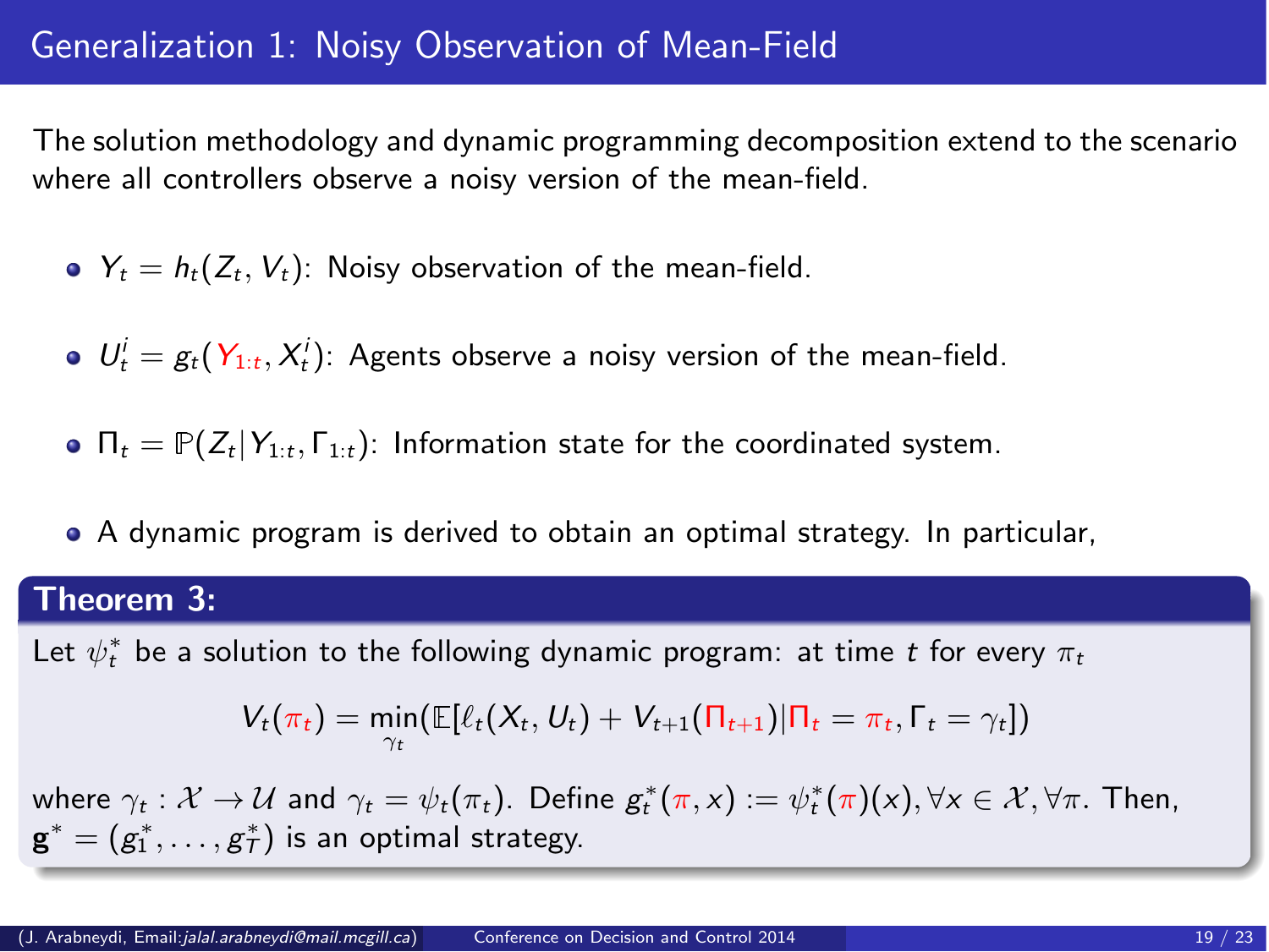# Generalization 1: Noisy Observation of Mean-Field

The solution methodology and dynamic programming decomposition extend to the scenario where all controllers observe a noisy version of the mean-field.

- $Y_t = h_t(Z_t, V_t)$: Noisy observation of the mean-field.
- $U_t^i = g_t(Y_{1:t}, X_t^i)$: Agents observe a noisy version of the mean-field.
- $\Pi_t = \mathbb{P}(Z_t | Y_{1:t}, \Gamma_{1:t})$: Information state for the coordinated system.
- A dynamic program is derived to obtain an optimal strategy. In particular,

**Theorem 3:**

Let $\psi_t^*$ be a solution to the following dynamic program: at time $t$ for every $\pi_t$

$$V_t(\pi_t) = \min_{\gamma_t} (\mathbb{E}[\ell_t(X_t, U_t) + V_{t+1}(\Pi_{t+1}) | \Pi_t = \pi_t, \Gamma_t = \gamma_t])$$

where $\gamma_t : \mathcal{X} \to \mathcal{U}$ and $\gamma_t = \psi_t(\pi_t)$. Define $g_t^*(\pi, x) := \psi_t^*(\pi)(x), \forall x \in \mathcal{X}, \forall \pi$. Then, $\mathbf{g}^* = (g_1^*, \ldots, g_T^*)$ is an optimal strategy.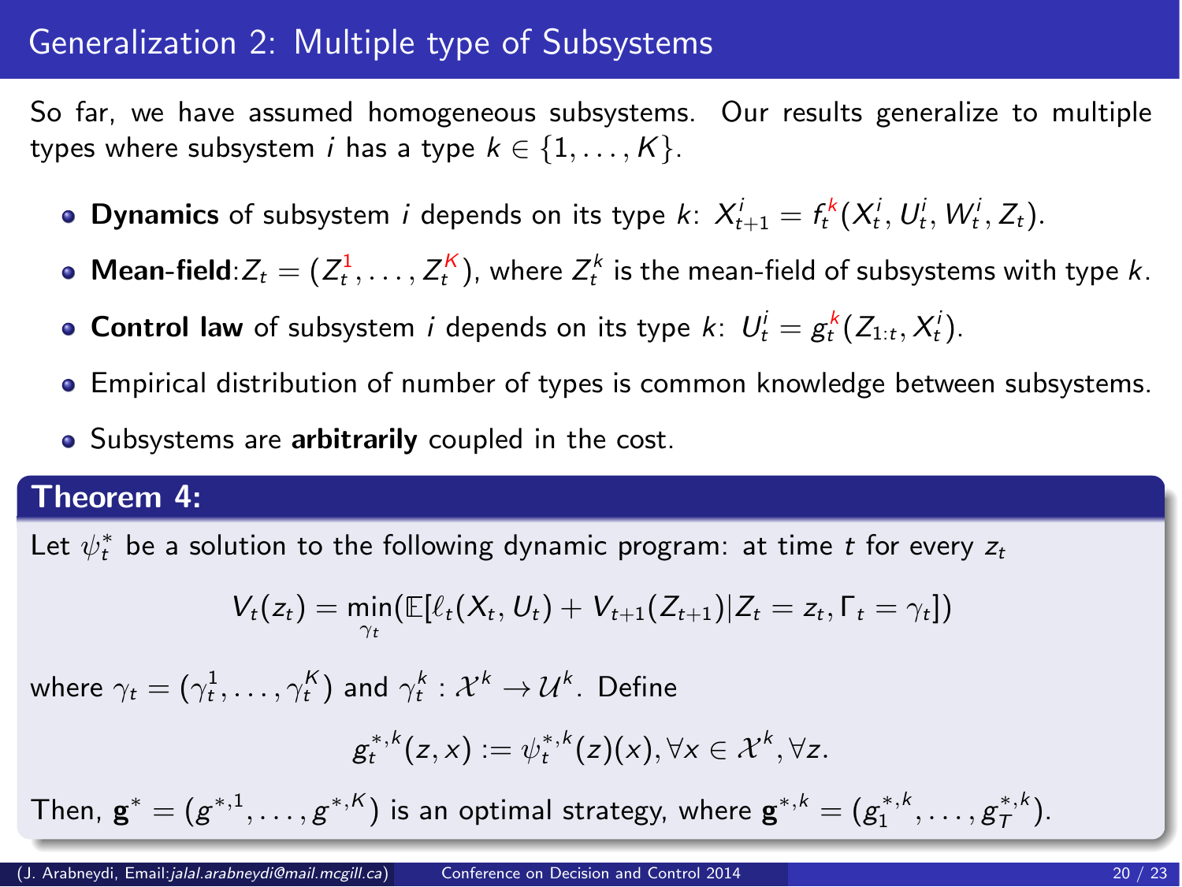# Generalization 2: Multiple type of Subsystems

So far, we have assumed homogeneous subsystems. Our results generalize to multiple types where subsystem $i$ has a type $k \in \{1, \dots, K\}$.

- **Dynamics** of subsystem $i$ depends on its type $k$: $X^i_{t+1} = f^k_t(X^i_t, U^i_t, W^i_t, Z_t)$.
- **Mean-field**: $Z_t = (Z^1_t, \dots, Z^K_t)$, where $Z^k_t$ is the mean-field of subsystems with type $k$.
- **Control law** of subsystem $i$ depends on its type $k$: $U^i_t = g^k_t(Z_{1:t}, X^i_t)$.
- Empirical distribution of number of types is common knowledge between subsystems.
- Subsystems are **arbitrarily** coupled in the cost.

**Theorem 4:**

Let $\psi^*_t$ be a solution to the following dynamic program: at time $t$ for every $z_t$

$$V_t(z_t) = \min_{\gamma_t}(\mathbb{E}[\ell_t(X_t, U_t) + V_{t+1}(Z_{t+1}) | Z_t = z_t, \Gamma_t = \gamma_t])$$

where $\gamma_t = (\gamma^1_t, \dots, \gamma^K_t)$ and $\gamma^k_t : \mathcal{X}^k \to \mathcal{U}^k$. Define

$$g^{*,k}_t(z, x) := \psi^{*,k}_t(z)(x), \forall x \in \mathcal{X}^k, \forall z.$$

Then, $\mathbf{g}^* = (g^{*,1}, \dots, g^{*,K})$ is an optimal strategy, where $\mathbf{g}^{*,k} = (g^{*,k}_1, \dots, g^{*,k}_T)$.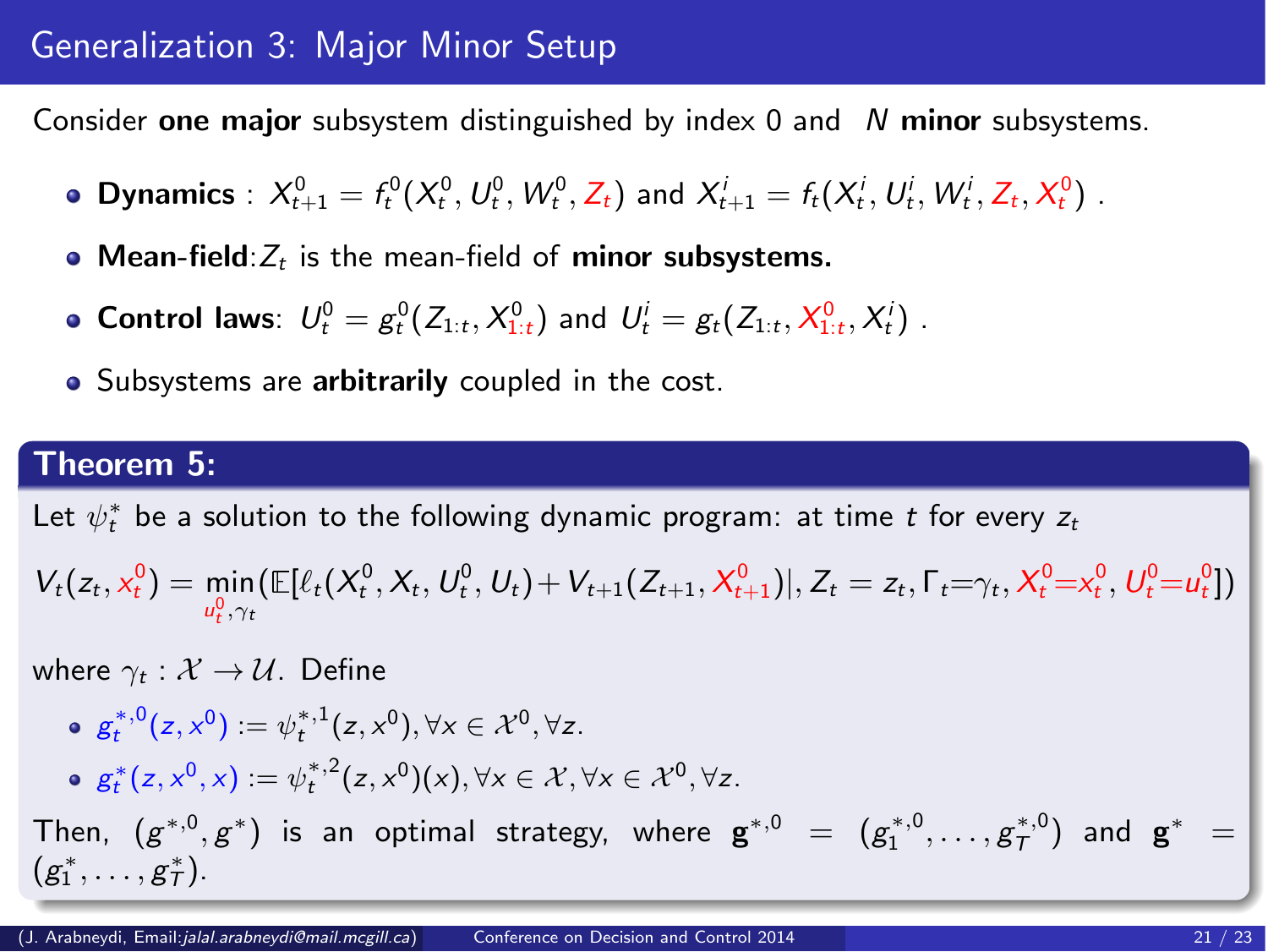# Generalization 3: Major Minor Setup

Consider **one major** subsystem distinguished by index 0 and $N$ **minor** subsystems.

- **Dynamics** : $X^0_{t+1} = f^0_t(X^0_t, U^0_t, W^0_t, Z_t)$ and $X^i_{t+1} = f_t(X^i_t, U^i_t, W^i_t, Z_t, X^0_t)$ .
- **Mean-field**: $Z_t$ is the mean-field of **minor subsystems.**
- **Control laws**: $U^0_t = g^0_t(Z_{1:t}, X^0_{1:t})$ and $U^i_t = g_t(Z_{1:t}, X^0_{1:t}, X^i_t)$ .
- Subsystems are **arbitrarily** coupled in the cost.

## Theorem 5:

Let $\psi^*_t$ be a solution to the following dynamic program: at time $t$ for every $z_t$

$$V_t(z_t, x^0_t) = \min_{u^0_t, \gamma_t} (\mathbb{E}[\ell_t(X^0_t, X_t, U^0_t, U_t) + V_{t+1}(Z_{t+1}, X^0_{t+1})|, Z_t = z_t, \Gamma_t = \gamma_t, X^0_t = x^0_t, U^0_t = u^0_t])$$

where $\gamma_t : \mathcal{X} \to \mathcal{U}$. Define

- $g^{*,0}_t(z, x^0) := \psi^{*,1}_t(z, x^0), \forall x \in \mathcal{X}^0, \forall z.$
- $g^*_t(z, x^0, x) := \psi^{*,2}_t(z, x^0)(x), \forall x \in \mathcal{X}, \forall x \in \mathcal{X}^0, \forall z.$

Then, $(g^{*,0}, g^*)$ is an optimal strategy, where $\mathbf{g}^{*,0} = (g^{*,0}_1, \dots, g^{*,0}_T)$ and $\mathbf{g}^* = (g^*_1, \dots, g^*_T)$.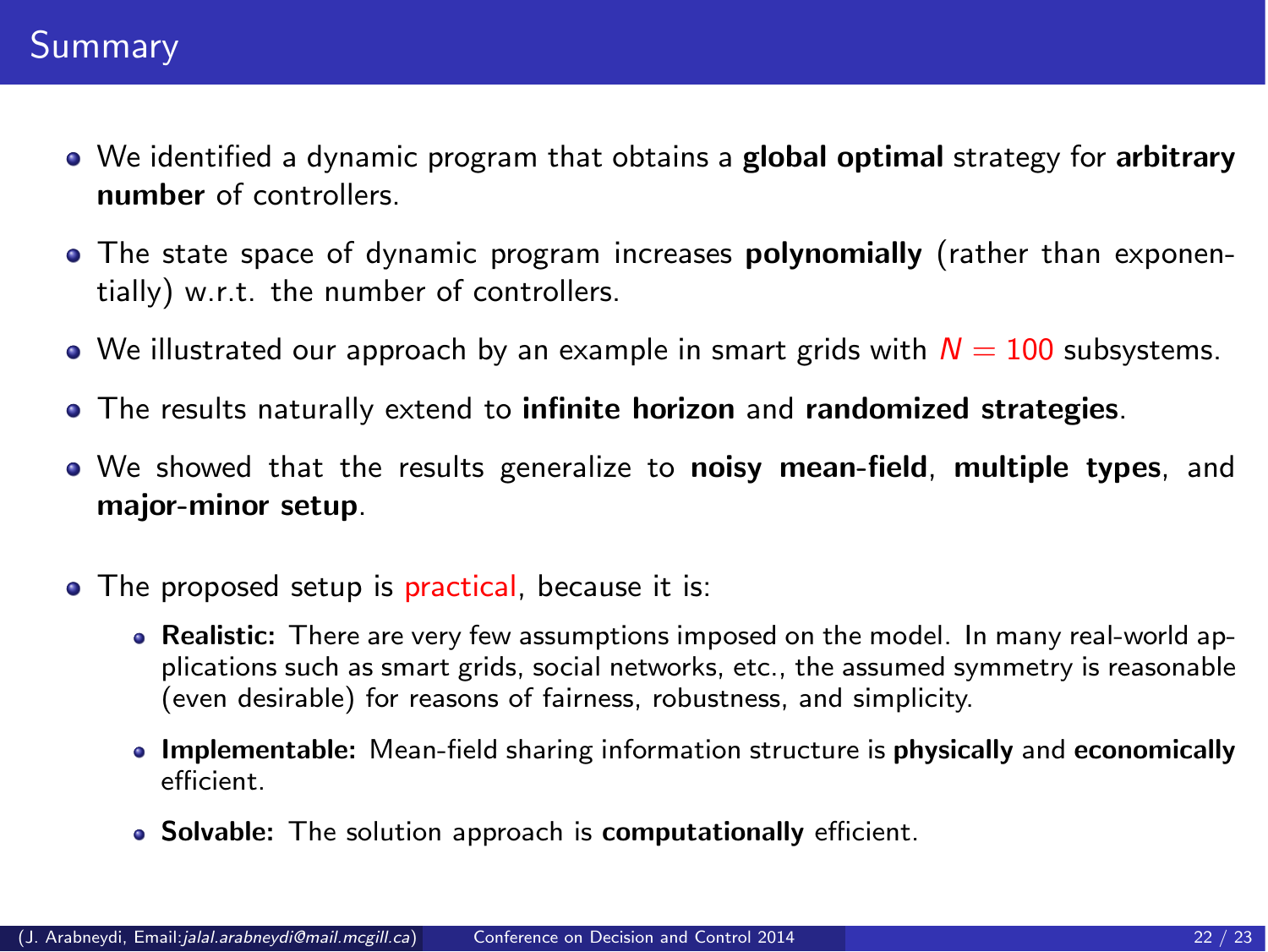# Summary

- We identified a dynamic program that obtains a **global optimal** strategy for **arbitrary number** of controllers.
- The state space of dynamic program increases **polynomially** (rather than exponentially) w.r.t. the number of controllers.
- We illustrated our approach by an example in smart grids with $N = 100$ subsystems.
- The results naturally extend to **infinite horizon** and **randomized strategies**.
- We showed that the results generalize to **noisy mean-field**, **multiple types**, and **major-minor setup**.
- The proposed setup is practical, because it is:
  - **Realistic:** There are very few assumptions imposed on the model. In many real-world applications such as smart grids, social networks, etc., the assumed symmetry is reasonable (even desirable) for reasons of fairness, robustness, and simplicity.
  - **Implementable:** Mean-field sharing information structure is **physically** and **economically** efficient.
  - **Solvable:** The solution approach is **computationally** efficient.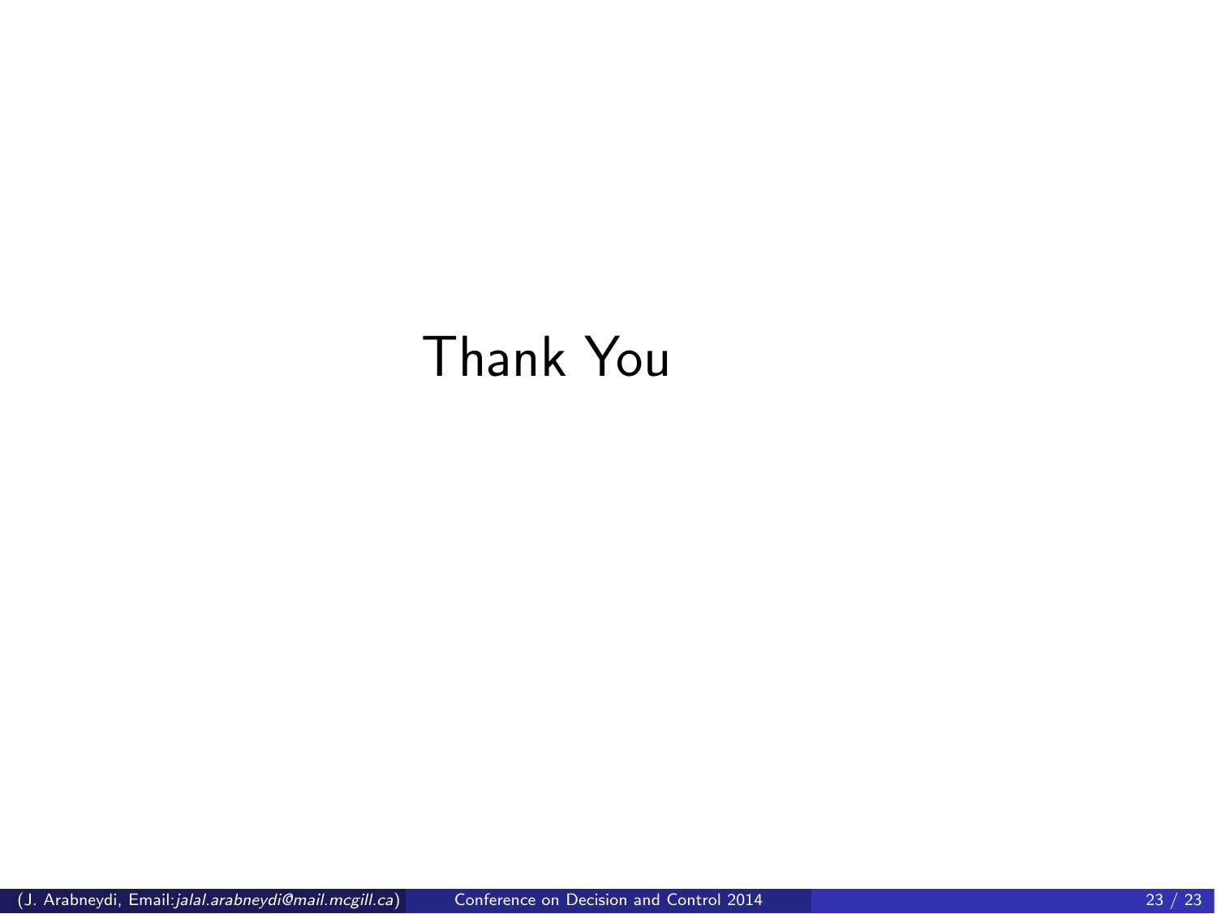Thank You